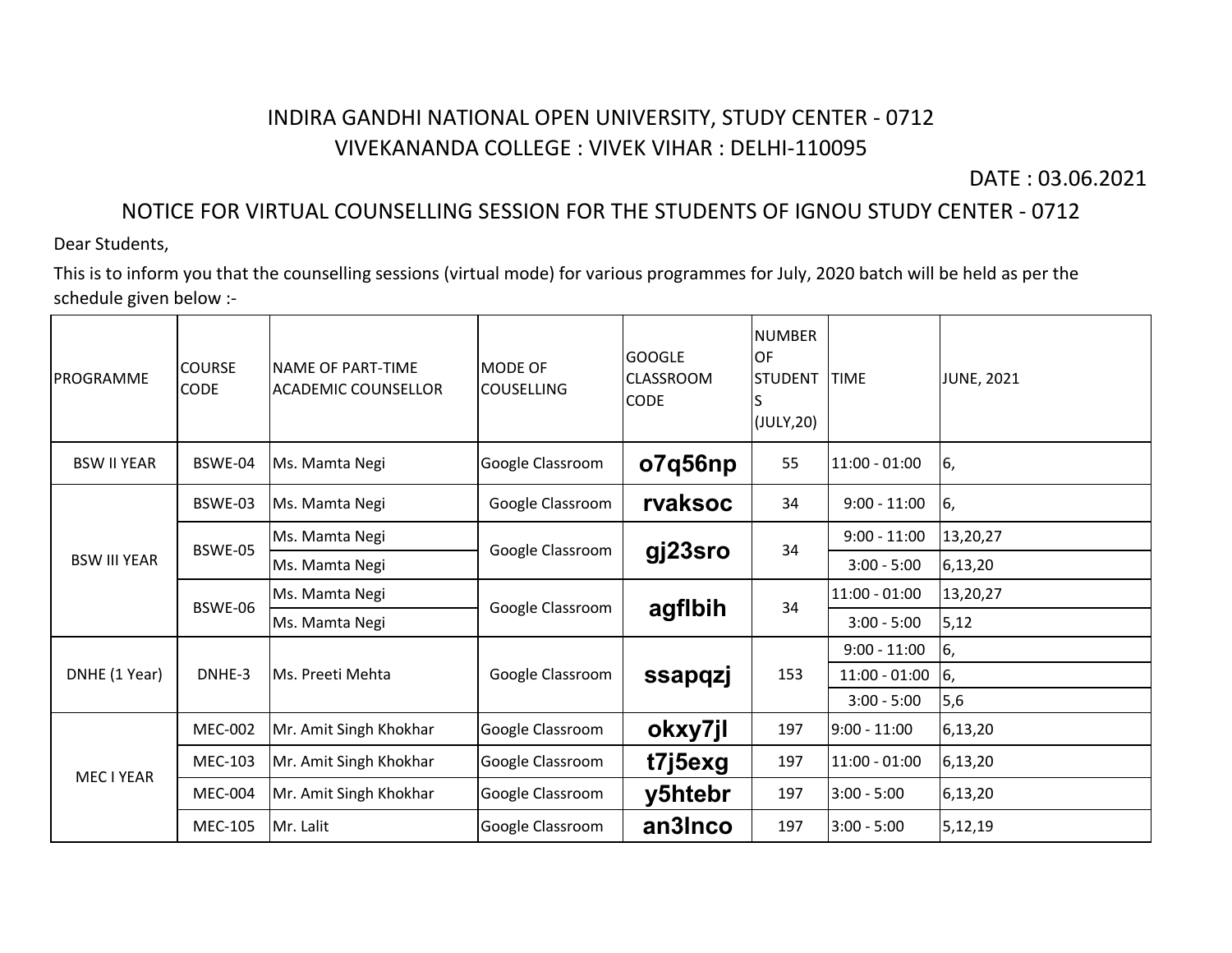# INDIRA GANDHI NATIONAL OPEN UNIVERSITY, STUDY CENTER - 0712

## VIVEKANANDA COLLEGE : VIVEK VIHAR : DELHI-110095

DATE : 03.06.2021

## NOTICE FOR VIRTUAL COUNSELLING SESSION FOR THE STUDENTS OF IGNOU STUDY CENTER - 0712

Dear Students,

This is to inform you that the counselling sessions (virtual mode) for various programmes for July, 2020 batch will be held as per the schedule given below :-

| PROGRAMME | COURSE CODE | NAME OF PART-TIME ACADEMIC COUNSELLOR | MODE OF COUSELLING | GOOGLE CLASSROOM CODE | NUMBER OF STUDENTS (JULY,20) | TIME | JUNE, 2021 |
|---|---|---|---|---|---|---|---|
| BSW II YEAR | BSWE-04 | Ms. Mamta Negi | Google Classroom | **o7q56np** | 55 | 11:00 - 01:00 | 6, |
| BSW III YEAR | BSWE-03 | Ms. Mamta Negi | Google Classroom | **rvaksoc** | 34 | 9:00 - 11:00 | 6, |
| | BSWE-05 | Ms. Mamta Negi | Google Classroom | **gj23sro** | 34 | 9:00 - 11:00 | 13,20,27 |
| | | Ms. Mamta Negi | | | | 3:00 - 5:00 | 6,13,20 |
| | BSWE-06 | Ms. Mamta Negi | Google Classroom | **agflbih** | 34 | 11:00 - 01:00 | 13,20,27 |
| | | Ms. Mamta Negi | | | | 3:00 - 5:00 | 5,12 |
| DNHE (1 Year) | DNHE-3 | Ms. Preeti Mehta | Google Classroom | **ssapqzj** | 153 | 9:00 - 11:00 | 6, |
| | | | | | | 11:00 - 01:00 | 6, |
| | | | | | | 3:00 - 5:00 | 5,6 |
| MEC I YEAR | MEC-002 | Mr. Amit Singh Khokhar | Google Classroom | **okxy7jl** | 197 | 9:00 - 11:00 | 6,13,20 |
| | MEC-103 | Mr. Amit Singh Khokhar | Google Classroom | **t7j5exg** | 197 | 11:00 - 01:00 | 6,13,20 |
| | MEC-004 | Mr. Amit Singh Khokhar | Google Classroom | **y5htebr** | 197 | 3:00 - 5:00 | 6,13,20 |
| | MEC-105 | Mr. Lalit | Google Classroom | **an3lnco** | 197 | 3:00 - 5:00 | 5,12,19 |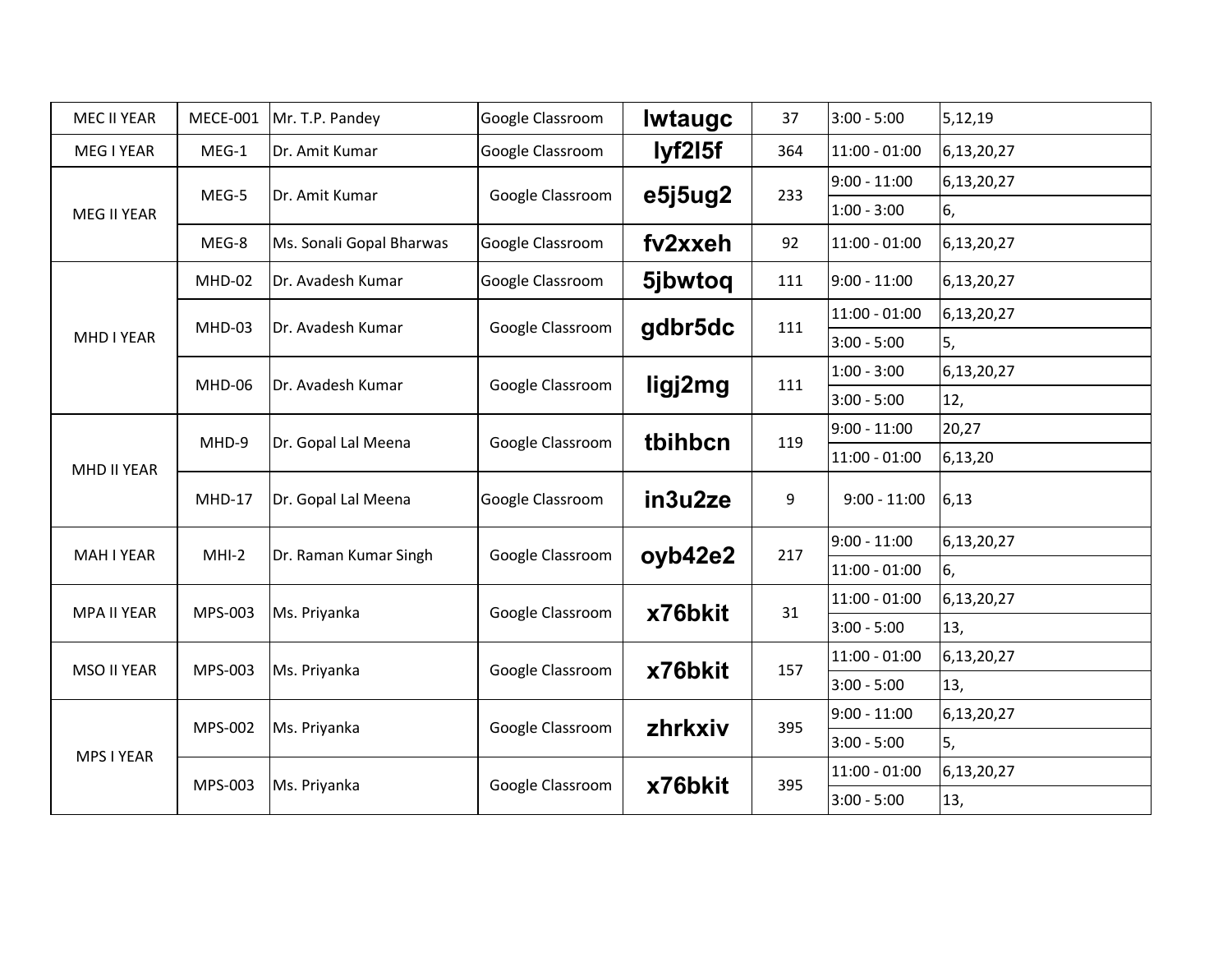| | | | | | | | |
|---|---|---|---|---|---|---|---|
| MEC II YEAR | MECE-001 | Mr. T.P. Pandey | Google Classroom | **lwtaugc** | 37 | 3:00 - 5:00 | 5,12,19 |
| MEG I YEAR | MEG-1 | Dr. Amit Kumar | Google Classroom | **lyf2l5f** | 364 | 11:00 - 01:00 | 6,13,20,27 |
| MEG II YEAR | MEG-5 | Dr. Amit Kumar | Google Classroom | **e5j5ug2** | 233 | 9:00 - 11:00 | 6,13,20,27 |
| | | | | | | 1:00 - 3:00 | 6, |
| | MEG-8 | Ms. Sonali Gopal Bharwas | Google Classroom | **fv2xxeh** | 92 | 11:00 - 01:00 | 6,13,20,27 |
| MHD I YEAR | MHD-02 | Dr. Avadesh Kumar | Google Classroom | **5jbwtoq** | 111 | 9:00 - 11:00 | 6,13,20,27 |
| | MHD-03 | Dr. Avadesh Kumar | Google Classroom | **gdbr5dc** | 111 | 11:00 - 01:00 | 6,13,20,27 |
| | | | | | | 3:00 - 5:00 | 5, |
| | MHD-06 | Dr. Avadesh Kumar | Google Classroom | **ligj2mg** | 111 | 1:00 - 3:00 | 6,13,20,27 |
| | | | | | | 3:00 - 5:00 | 12, |
| MHD II YEAR | MHD-9 | Dr. Gopal Lal Meena | Google Classroom | **tbihbcn** | 119 | 9:00 - 11:00 | 20,27 |
| | | | | | | 11:00 - 01:00 | 6,13,20 |
| | MHD-17 | Dr. Gopal Lal Meena | Google Classroom | **in3u2ze** | 9 | 9:00 - 11:00 | 6,13 |
| MAH I YEAR | MHI-2 | Dr. Raman Kumar Singh | Google Classroom | **oyb42e2** | 217 | 9:00 - 11:00 | 6,13,20,27 |
| | | | | | | 11:00 - 01:00 | 6, |
| MPA II YEAR | MPS-003 | Ms. Priyanka | Google Classroom | **x76bkit** | 31 | 11:00 - 01:00 | 6,13,20,27 |
| | | | | | | 3:00 - 5:00 | 13, |
| MSO II YEAR | MPS-003 | Ms. Priyanka | Google Classroom | **x76bkit** | 157 | 11:00 - 01:00 | 6,13,20,27 |
| | | | | | | 3:00 - 5:00 | 13, |
| MPS I YEAR | MPS-002 | Ms. Priyanka | Google Classroom | **zhrkxiv** | 395 | 9:00 - 11:00 | 6,13,20,27 |
| | | | | | | 3:00 - 5:00 | 5, |
| | MPS-003 | Ms. Priyanka | Google Classroom | **x76bkit** | 395 | 11:00 - 01:00 | 6,13,20,27 |
| | | | | | | 3:00 - 5:00 | 13, |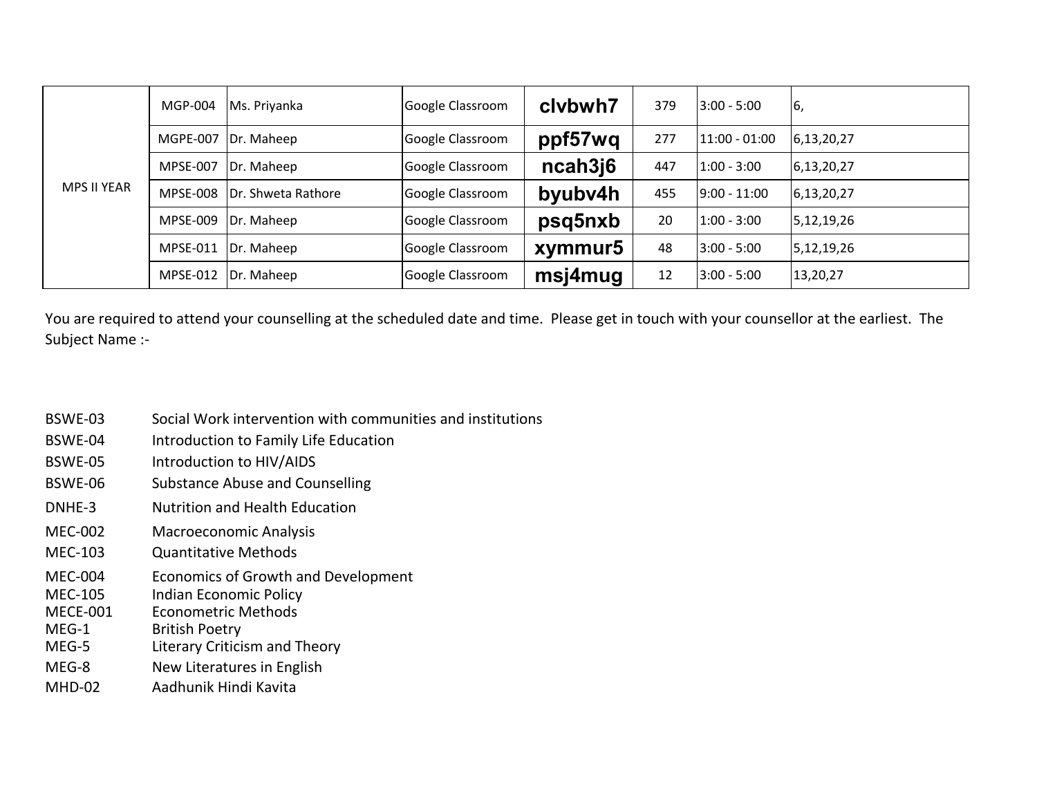| | | | | | | | |
|---|---|---|---|---|---|---|---|
| MPS II YEAR | MGP-004 | Ms. Priyanka | Google Classroom | **clvbwh7** | 379 | 3:00 - 5:00 | 6, |
| | MGPE-007 | Dr. Maheep | Google Classroom | **ppf57wq** | 277 | 11:00 - 01:00 | 6,13,20,27 |
| | MPSE-007 | Dr. Maheep | Google Classroom | **ncah3j6** | 447 | 1:00 - 3:00 | 6,13,20,27 |
| | MPSE-008 | Dr. Shweta Rathore | Google Classroom | **byubv4h** | 455 | 9:00 - 11:00 | 6,13,20,27 |
| | MPSE-009 | Dr. Maheep | Google Classroom | **psq5nxb** | 20 | 1:00 - 3:00 | 5,12,19,26 |
| | MPSE-011 | Dr. Maheep | Google Classroom | **xymmur5** | 48 | 3:00 - 5:00 | 5,12,19,26 |
| | MPSE-012 | Dr. Maheep | Google Classroom | **msj4mug** | 12 | 3:00 - 5:00 | 13,20,27 |

You are required to attend your counselling at the scheduled date and time. Please get in touch with your counsellor at the earliest. The Subject Name :-

| | |
|---|---|
| BSWE-03 | Social Work intervention with communities and institutions |
| BSWE-04 | Introduction to Family Life Education |
| BSWE-05 | Introduction to HIV/AIDS |
| BSWE-06 | Substance Abuse and Counselling |
| DNHE-3 | Nutrition and Health Education |
| MEC-002 | Macroeconomic Analysis |
| MEC-103 | Quantitative Methods |
| MEC-004 | Economics of Growth and Development |
| MEC-105 | Indian Economic Policy |
| MECE-001 | Econometric Methods |
| MEG-1 | British Poetry |
| MEG-5 | Literary Criticism and Theory |
| MEG-8 | New Literatures in English |
| MHD-02 | Aadhunik Hindi Kavita |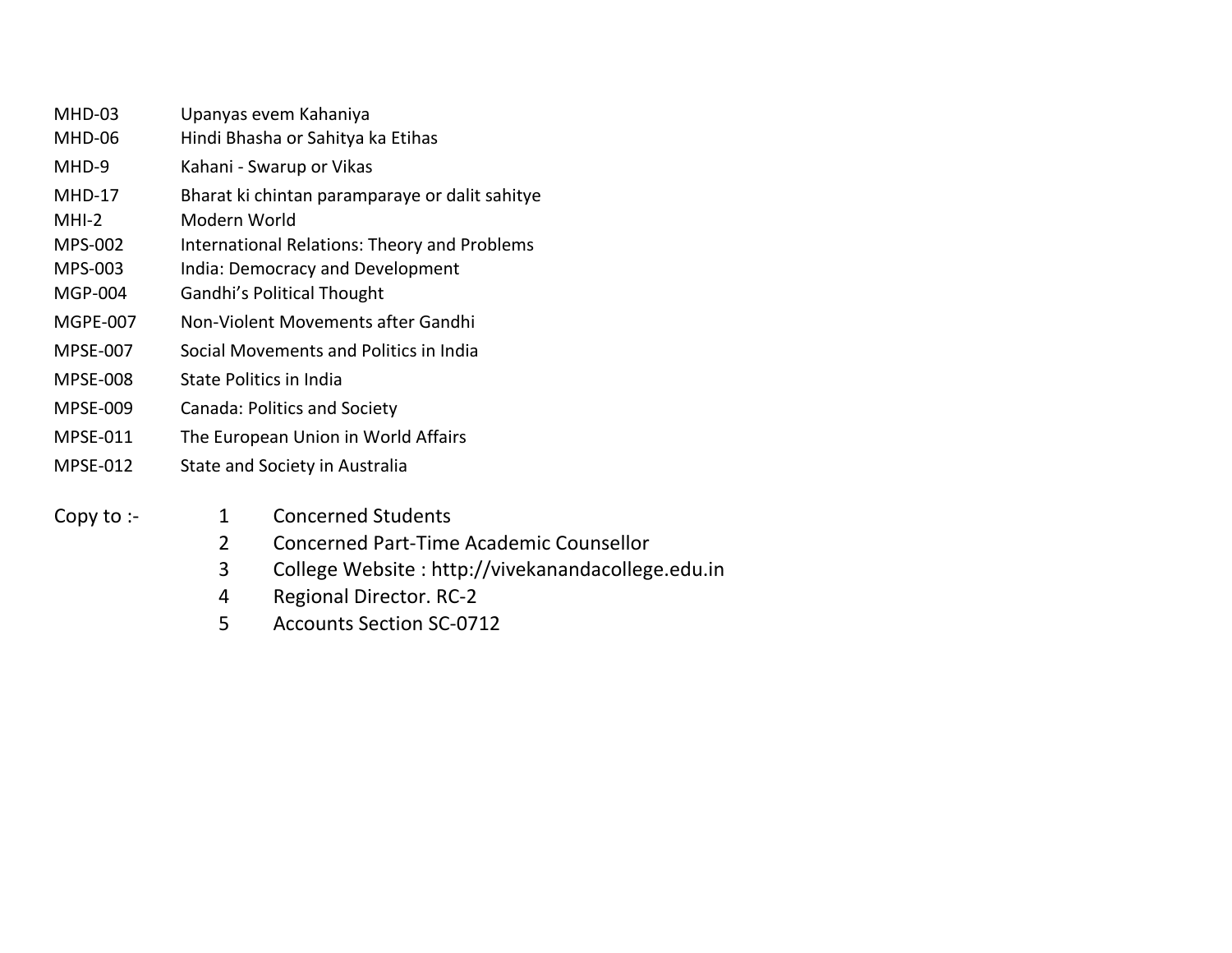| | |
|---|---|
| MHD-03 | Upanyas evem Kahaniya |
| MHD-06 | Hindi Bhasha or Sahitya ka Etihas |
| MHD-9 | Kahani - Swarup or Vikas |
| MHD-17 | Bharat ki chintan paramparaye or dalit sahitye |
| MHI-2 | Modern World |
| MPS-002 | International Relations: Theory and Problems |
| MPS-003 | India: Democracy and Development |
| MGP-004 | Gandhi's Political Thought |
| MGPE-007 | Non-Violent Movements after Gandhi |
| MPSE-007 | Social Movements and Politics in India |
| MPSE-008 | State Politics in India |
| MPSE-009 | Canada: Politics and Society |
| MPSE-011 | The European Union in World Affairs |
| MPSE-012 | State and Society in Australia |

Copy to :-

1. Concerned Students
2. Concerned Part-Time Academic Counsellor
3. College Website : http://vivekanandacollege.edu.in
4. Regional Director. RC-2
5. Accounts Section SC-0712